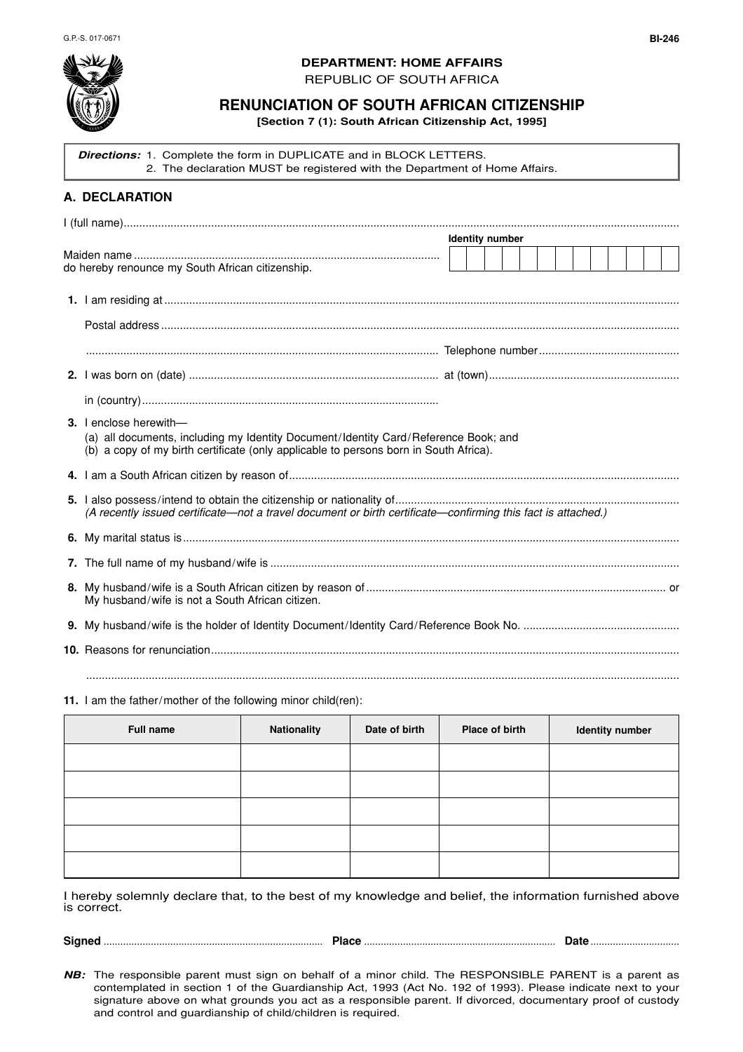G.P.-S. 017-0671

BI-246

**DEPARTMENT: HOME AFFAIRS**
REPUBLIC OF SOUTH AFRICA

## RENUNCIATION OF SOUTH AFRICAN CITIZENSHIP

**[Section 7 (1): South African Citizenship Act, 1995]**

***Directions:*** 1. Complete the form in DUPLICATE and in BLOCK LETTERS.
2. The declaration MUST be registered with the Department of Home Affairs.

### A. DECLARATION

I (full name)..........................................................................................................

Maiden name .................................................................................................. **Identity number** | | | | | | | | | | | | | |

do hereby renounce my South African citizenship.

**1.** I am residing at ..................................................................................................

Postal address ..................................................................................................

.................................................................................................. Telephone number ..............................................

**2.** I was born on (date) .............................................................................. at (town) ..............................................................

in (country) ..............................................................................................

**3.** I enclose herewith—
(a) all documents, including my Identity Document/Identity Card/Reference Book; and
(b) a copy of my birth certificate (only applicable to persons born in South Africa).

**4.** I am a South African citizen by reason of ..................................................................................................

**5.** I also possess/intend to obtain the citizenship or nationality of ..................................................................................................
*(A recently issued certificate—not a travel document or birth certificate—confirming this fact is attached.)*

**6.** My marital status is ..................................................................................................

**7.** The full name of my husband/wife is ..................................................................................................

**8.** My husband/wife is a South African citizen by reason of .................................................................................. or
My husband/wife is not a South African citizen.

**9.** My husband/wife is the holder of Identity Document/Identity Card/Reference Book No. ..................................................

**10.** Reasons for renunciation ..................................................................................................

..................................................................................................

**11.** I am the father/mother of the following minor child(ren):

| Full name | Nationality | Date of birth | Place of birth | Identity number |
|---|---|---|---|---|
| | | | | |
| | | | | |
| | | | | |
| | | | | |
| | | | | |

I hereby solemnly declare that, to the best of my knowledge and belief, the information furnished above is correct.

**Signed** .............................................................................. **Place** .................................................................... **Date** ................................

***NB:*** The responsible parent must sign on behalf of a minor child. The RESPONSIBLE PARENT is a parent as contemplated in section 1 of the Guardianship Act, 1993 (Act No. 192 of 1993). Please indicate next to your signature above on what grounds you act as a responsible parent. If divorced, documentary proof of custody and control and guardianship of child/children is required.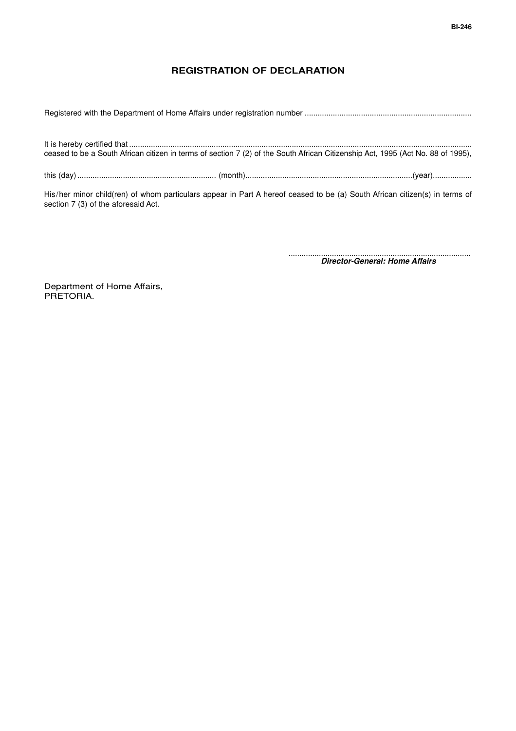BI-246

# REGISTRATION OF DECLARATION

Registered with the Department of Home Affairs under registration number ............................................................................

It is hereby certified that ........................................................................................................................................................
ceased to be a South African citizen in terms of section 7 (2) of the South African Citizenship Act, 1995 (Act No. 88 of 1995),

this (day) ................................................................ (month)............................................................................(year)..................

His/her minor child(ren) of whom particulars appear in Part A hereof ceased to be (a) South African citizen(s) in terms of section 7 (3) of the aforesaid Act.

...................................................................................
***Director-General: Home Affairs***

Department of Home Affairs,
PRETORIA.